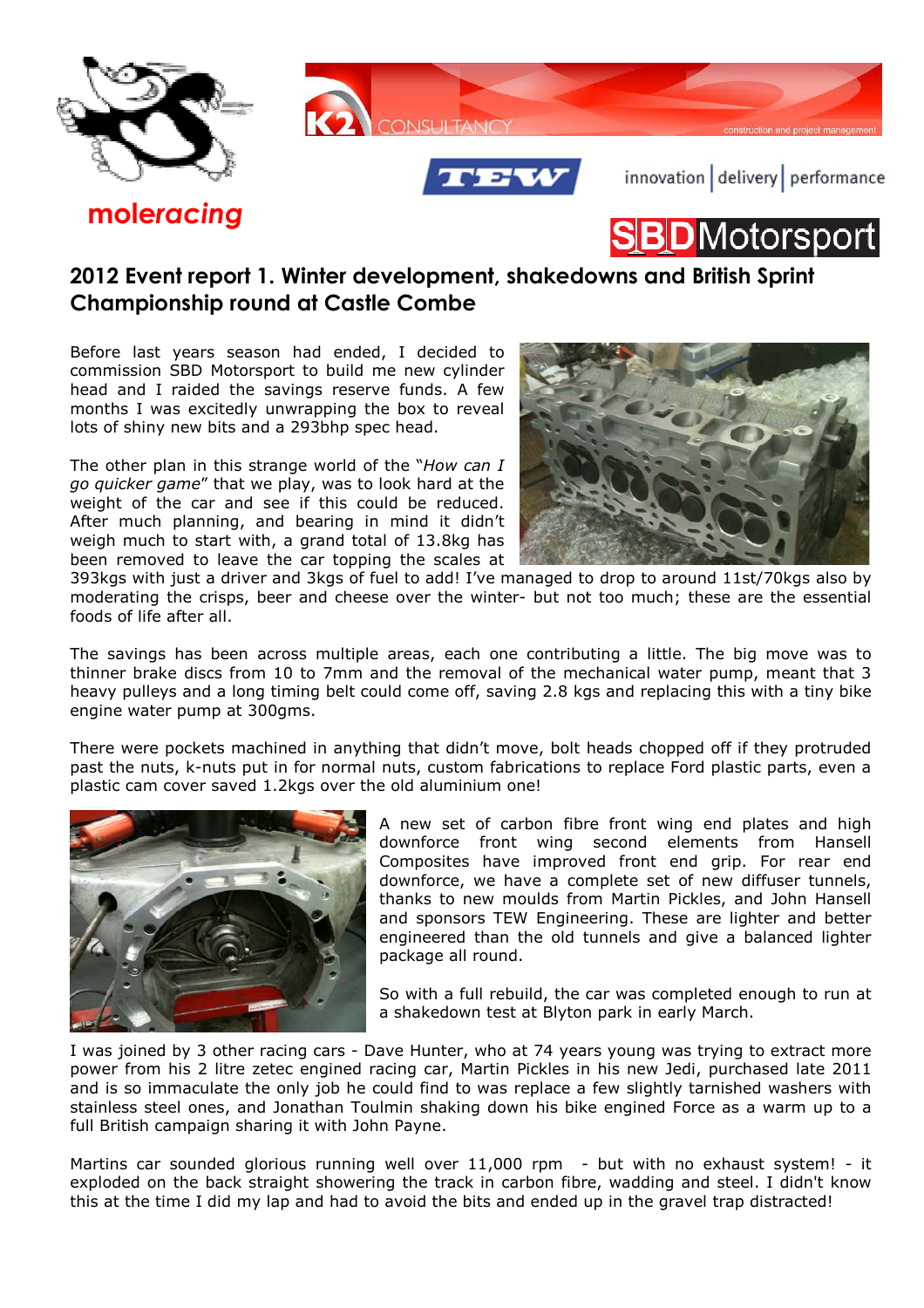moleracing

# 2012 Event report 1. Winter development, shakedowns and British Sprint Championship round at Castle Combe

Before last years season had ended, I decided to commission SBD Motorsport to build me new cylinder head and I raided the savings reserve funds. A few months I was excitedly unwrapping the box to reveal lots of shiny new bits and a 293bhp spec head.

The other plan in this strange world of the "*How can I go quicker game*" that we play, was to look hard at the weight of the car and see if this could be reduced. After much planning, and bearing in mind it didn't weigh much to start with, a grand total of 13.8kg has been removed to leave the car topping the scales at 393kgs with just a driver and 3kgs of fuel to add! I've managed to drop to around 11st/70kgs also by moderating the crisps, beer and cheese over the winter- but not too much; these are the essential foods of life after all.

The savings has been across multiple areas, each one contributing a little. The big move was to thinner brake discs from 10 to 7mm and the removal of the mechanical water pump, meant that 3 heavy pulleys and a long timing belt could come off, saving 2.8 kgs and replacing this with a tiny bike engine water pump at 300gms.

There were pockets machined in anything that didn't move, bolt heads chopped off if they protruded past the nuts, k-nuts put in for normal nuts, custom fabrications to replace Ford plastic parts, even a plastic cam cover saved 1.2kgs over the old aluminium one!

A new set of carbon fibre front wing end plates and high downforce front wing second elements from Hansell Composites have improved front end grip. For rear end downforce, we have a complete set of new diffuser tunnels, thanks to new moulds from Martin Pickles, and John Hansell and sponsors TEW Engineering. These are lighter and better engineered than the old tunnels and give a balanced lighter package all round.

So with a full rebuild, the car was completed enough to run at a shakedown test at Blyton park in early March.

I was joined by 3 other racing cars - Dave Hunter, who at 74 years young was trying to extract more power from his 2 litre zetec engined racing car, Martin Pickles in his new Jedi, purchased late 2011 and is so immaculate the only job he could find to was replace a few slightly tarnished washers with stainless steel ones, and Jonathan Toulmin shaking down his bike engined Force as a warm up to a full British campaign sharing it with John Payne.

Martins car sounded glorious running well over 11,000 rpm - but with no exhaust system! - it exploded on the back straight showering the track in carbon fibre, wadding and steel. I didn't know this at the time I did my lap and had to avoid the bits and ended up in the gravel trap distracted!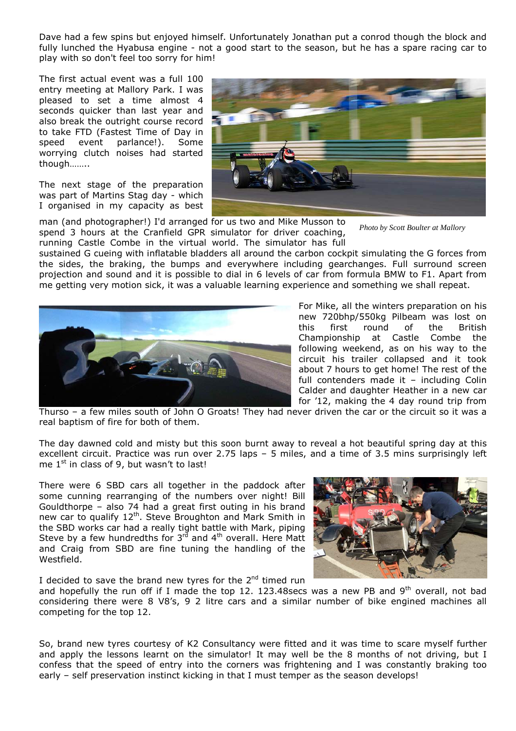Dave had a few spins but enjoyed himself. Unfortunately Jonathan put a conrod though the block and fully lunched the Hyabusa engine - not a good start to the season, but he has a spare racing car to play with so don't feel too sorry for him!

The first actual event was a full 100 entry meeting at Mallory Park. I was pleased to set a time almost 4 seconds quicker than last year and also break the outright course record to take FTD (Fastest Time of Day in speed event parlance!). Some worrying clutch noises had started though……..

*Photo by Scott Boulter at Mallory*

The next stage of the preparation was part of Martins Stag day - which I organised in my capacity as best man (and photographer!) I'd arranged for us two and Mike Musson to spend 3 hours at the Cranfield GPR simulator for driver coaching, running Castle Combe in the virtual world. The simulator has full sustained G cueing with inflatable bladders all around the carbon cockpit simulating the G forces from the sides, the braking, the bumps and everywhere including gearchanges. Full surround screen projection and sound and it is possible to dial in 6 levels of car from formula BMW to F1. Apart from me getting very motion sick, it was a valuable learning experience and something we shall repeat.

For Mike, all the winters preparation on his new 720bhp/550kg Pilbeam was lost on this first round of the British Championship at Castle Combe the following weekend, as on his way to the circuit his trailer collapsed and it took about 7 hours to get home! The rest of the full contenders made it – including Colin Calder and daughter Heather in a new car for '12, making the 4 day round trip from Thurso – a few miles south of John O Groats! They had never driven the car or the circuit so it was a real baptism of fire for both of them.

The day dawned cold and misty but this soon burnt away to reveal a hot beautiful spring day at this excellent circuit. Practice was run over 2.75 laps – 5 miles, and a time of 3.5 mins surprisingly left me 1st in class of 9, but wasn't to last!

There were 6 SBD cars all together in the paddock after some cunning rearranging of the numbers over night! Bill Gouldthorpe – also 74 had a great first outing in his brand new car to qualify 12th. Steve Broughton and Mark Smith in the SBD works car had a really tight battle with Mark, piping Steve by a few hundredths for 3rd and 4th overall. Here Matt and Craig from SBD are fine tuning the handling of the Westfield.

I decided to save the brand new tyres for the 2nd timed run and hopefully the run off if I made the top 12. 123.48secs was a new PB and 9th overall, not bad considering there were 8 V8's, 9 2 litre cars and a similar number of bike engined machines all competing for the top 12.

So, brand new tyres courtesy of K2 Consultancy were fitted and it was time to scare myself further and apply the lessons learnt on the simulator! It may well be the 8 months of not driving, but I confess that the speed of entry into the corners was frightening and I was constantly braking too early – self preservation instinct kicking in that I must temper as the season develops!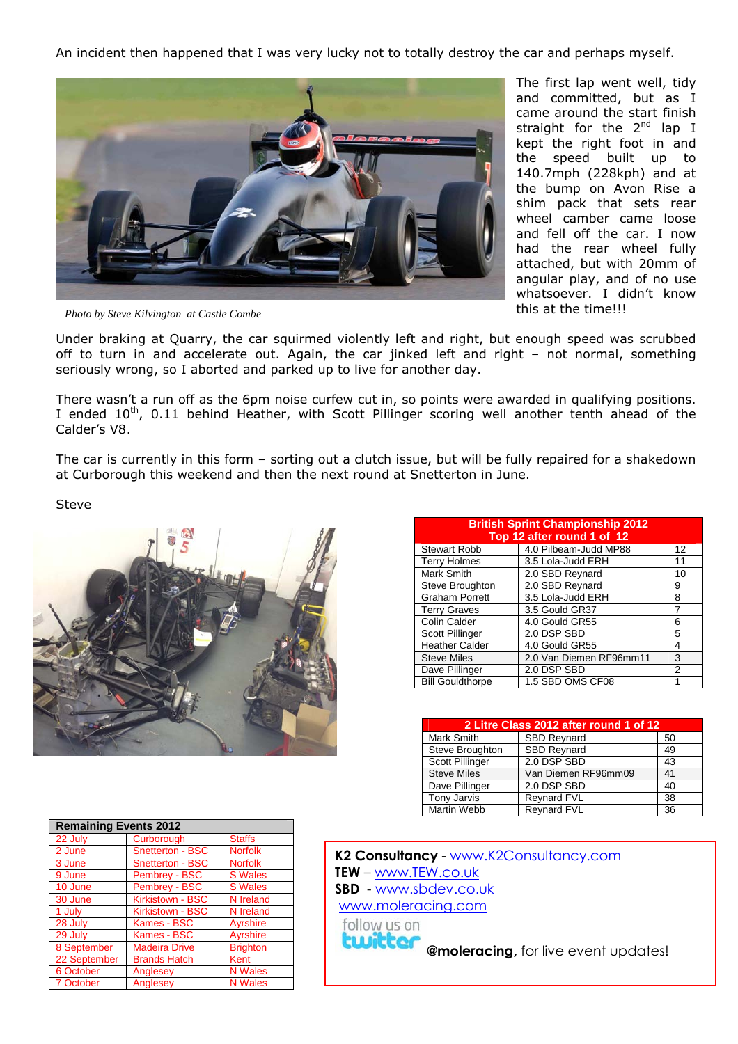An incident then happened that I was very lucky not to totally destroy the car and perhaps myself.

*Photo by Steve Kilvington at Castle Combe*

The first lap went well, tidy and committed, but as I came around the start finish straight for the 2nd lap I kept the right foot in and the speed built up to 140.7mph (228kph) and at the bump on Avon Rise a shim pack that sets rear wheel camber came loose and fell off the car. I now had the rear wheel fully attached, but with 20mm of angular play, and of no use whatsoever. I didn't know this at the time!!!

Under braking at Quarry, the car squirmed violently left and right, but enough speed was scrubbed off to turn in and accelerate out. Again, the car jinked left and right – not normal, something seriously wrong, so I aborted and parked up to live for another day.

There wasn't a run off as the 6pm noise curfew cut in, so points were awarded in qualifying positions. I ended 10th, 0.11 behind Heather, with Scott Pillinger scoring well another tenth ahead of the Calder's V8.

The car is currently in this form – sorting out a clutch issue, but will be fully repaired for a shakedown at Curborough this weekend and then the next round at Snetterton in June.

Steve

| British Sprint Championship 2012 Top 12 after round 1 of 12 | | |
|---|---|---|
| Stewart Robb | 4.0 Pilbeam-Judd MP88 | 12 |
| Terry Holmes | 3.5 Lola-Judd ERH | 11 |
| Mark Smith | 2.0 SBD Reynard | 10 |
| Steve Broughton | 2.0 SBD Reynard | 9 |
| Graham Porrett | 3.5 Lola-Judd ERH | 8 |
| Terry Graves | 3.5 Gould GR37 | 7 |
| Colin Calder | 4.0 Gould GR55 | 6 |
| Scott Pillinger | 2.0 DSP SBD | 5 |
| Heather Calder | 4.0 Gould GR55 | 4 |
| Steve Miles | 2.0 Van Diemen RF96mm11 | 3 |
| Dave Pillinger | 2.0 DSP SBD | 2 |
| Bill Gouldthorpe | 1.5 SBD OMS CF08 | 1 |

| 2 Litre Class 2012 after round 1 of 12 | | |
|---|---|---|
| Mark Smith | SBD Reynard | 50 |
| Steve Broughton | SBD Reynard | 49 |
| Scott Pillinger | 2.0 DSP SBD | 43 |
| Steve Miles | Van Diemen RF96mm09 | 41 |
| Dave Pillinger | 2.0 DSP SBD | 40 |
| Tony Jarvis | Reynard FVL | 38 |
| Martin Webb | Reynard FVL | 36 |

| Remaining Events 2012 | | |
|---|---|---|
| 22 July | Curborough | Staffs |
| 2 June | Snetterton - BSC | Norfolk |
| 3 June | Snetterton - BSC | Norfolk |
| 9 June | Pembrey - BSC | S Wales |
| 10 June | Pembrey - BSC | S Wales |
| 30 June | Kirkistown - BSC | N Ireland |
| 1 July | Kirkistown - BSC | N Ireland |
| 28 July | Kames - BSC | Ayrshire |
| 29 July | Kames - BSC | Ayrshire |
| 8 September | Madeira Drive | Brighton |
| 22 September | Brands Hatch | Kent |
| 6 October | Anglesey | N Wales |
| 7 October | Anglesey | N Wales |

**K2 Consultancy** - www.K2Consultancy.com
**TEW** – www.TEW.co.uk
**SBD** - www.sbdev.co.uk
www.moleracing.com

follow us on twitter **@moleracing**, for live event updates!